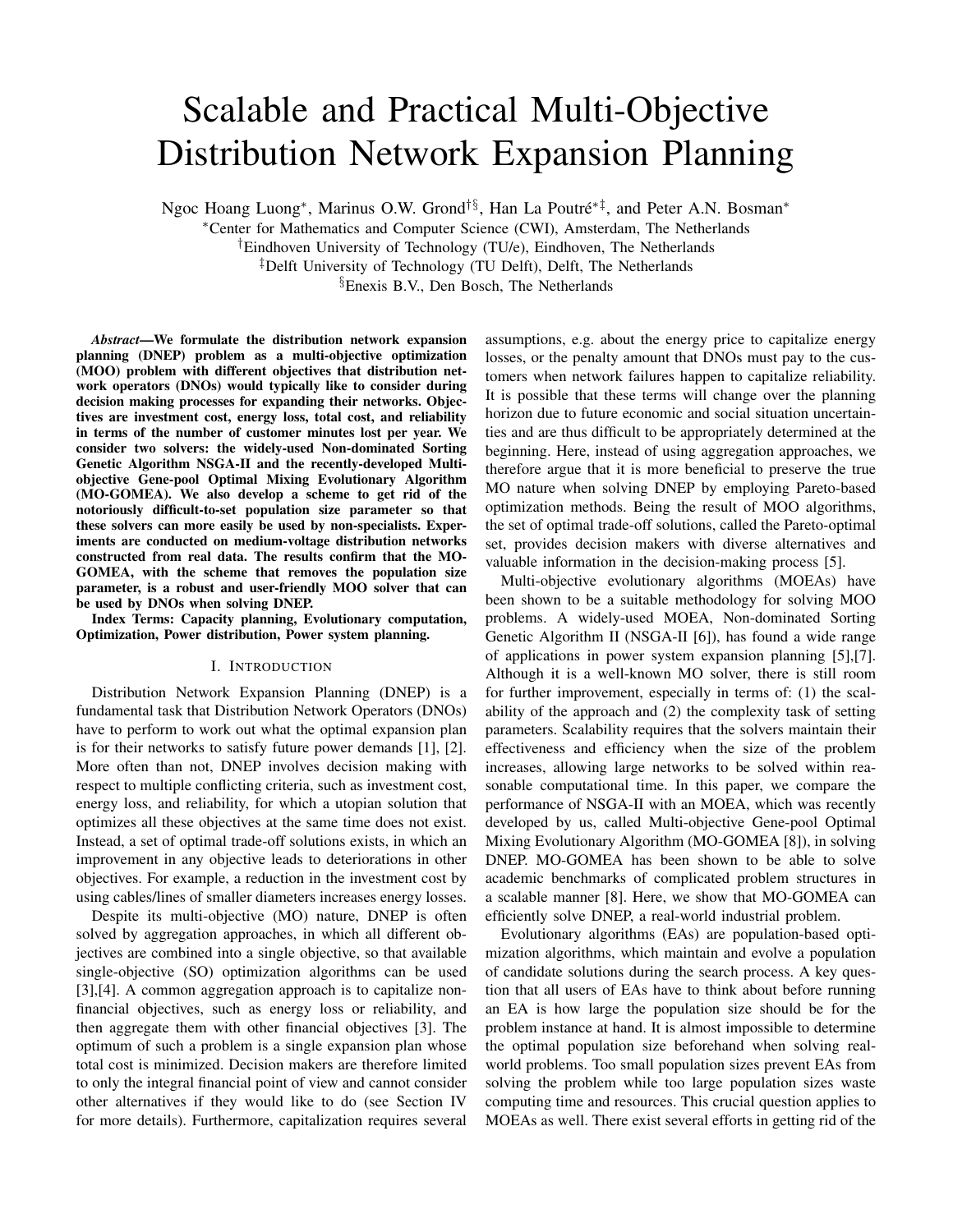# Scalable and Practical Multi-Objective Distribution Network Expansion Planning

Ngoc Hoang Luong[*], Marinus O.W. Grond[†§], Han La Poutré[*‡], and Peter A.N. Bosman[*]

[*]Center for Mathematics and Computer Science (CWI), Amsterdam, The Netherlands
[†]Eindhoven University of Technology (TU/e), Eindhoven, The Netherlands
[‡]Delft University of Technology (TU Delft), Delft, The Netherlands
[§]Enexis B.V., Den Bosch, The Netherlands

***Abstract*—We formulate the distribution network expansion planning (DNEP) problem as a multi-objective optimization (MOO) problem with different objectives that distribution network operators (DNOs) would typically like to consider during decision making processes for expanding their networks. Objectives are investment cost, energy loss, total cost, and reliability in terms of the number of customer minutes lost per year. We consider two solvers: the widely-used Non-dominated Sorting Genetic Algorithm NSGA-II and the recently-developed Multi-objective Gene-pool Optimal Mixing Evolutionary Algorithm (MO-GOMEA). We also develop a scheme to get rid of the notoriously difficult-to-set population size parameter so that these solvers can more easily be used by non-specialists. Experiments are conducted on medium-voltage distribution networks constructed from real data. The results confirm that the MO-GOMEA, with the scheme that removes the population size parameter, is a robust and user-friendly MOO solver that can be used by DNOs when solving DNEP.**

**Index Terms: Capacity planning, Evolutionary computation, Optimization, Power distribution, Power system planning.**

## I. Introduction

Distribution Network Expansion Planning (DNEP) is a fundamental task that Distribution Network Operators (DNOs) have to perform to work out what the optimal expansion plan is for their networks to satisfy future power demands [1], [2]. More often than not, DNEP involves decision making with respect to multiple conflicting criteria, such as investment cost, energy loss, and reliability, for which a utopian solution that optimizes all these objectives at the same time does not exist. Instead, a set of optimal trade-off solutions exists, in which an improvement in any objective leads to deteriorations in other objectives. For example, a reduction in the investment cost by using cables/lines of smaller diameters increases energy losses.

Despite its multi-objective (MO) nature, DNEP is often solved by aggregation approaches, in which all different objectives are combined into a single objective, so that available single-objective (SO) optimization algorithms can be used [3],[4]. A common aggregation approach is to capitalize non-financial objectives, such as energy loss or reliability, and then aggregate them with other financial objectives [3]. The optimum of such a problem is a single expansion plan whose total cost is minimized. Decision makers are therefore limited to only the integral financial point of view and cannot consider other alternatives if they would like to do (see Section IV for more details). Furthermore, capitalization requires several assumptions, e.g. about the energy price to capitalize energy losses, or the penalty amount that DNOs must pay to the customers when network failures happen to capitalize reliability. It is possible that these terms will change over the planning horizon due to future economic and social situation uncertainties and are thus difficult to be appropriately determined at the beginning. Here, instead of using aggregation approaches, we therefore argue that it is more beneficial to preserve the true MO nature when solving DNEP by employing Pareto-based optimization methods. Being the result of MOO algorithms, the set of optimal trade-off solutions, called the Pareto-optimal set, provides decision makers with diverse alternatives and valuable information in the decision-making process [5].

Multi-objective evolutionary algorithms (MOEAs) have been shown to be a suitable methodology for solving MOO problems. A widely-used MOEA, Non-dominated Sorting Genetic Algorithm II (NSGA-II [6]), has found a wide range of applications in power system expansion planning [5],[7]. Although it is a well-known MO solver, there is still room for further improvement, especially in terms of: (1) the scalability of the approach and (2) the complexity task of setting parameters. Scalability requires that the solvers maintain their effectiveness and efficiency when the size of the problem increases, allowing large networks to be solved within reasonable computational time. In this paper, we compare the performance of NSGA-II with an MOEA, which was recently developed by us, called Multi-objective Gene-pool Optimal Mixing Evolutionary Algorithm (MO-GOMEA [8]), in solving DNEP. MO-GOMEA has been shown to be able to solve academic benchmarks of complicated problem structures in a scalable manner [8]. Here, we show that MO-GOMEA can efficiently solve DNEP, a real-world industrial problem.

Evolutionary algorithms (EAs) are population-based optimization algorithms, which maintain and evolve a population of candidate solutions during the search process. A key question that all users of EAs have to think about before running an EA is how large the population size should be for the problem instance at hand. It is almost impossible to determine the optimal population size beforehand when solving real-world problems. Too small population sizes prevent EAs from solving the problem while too large population sizes waste computing time and resources. This crucial question applies to MOEAs as well. There exist several efforts in getting rid of the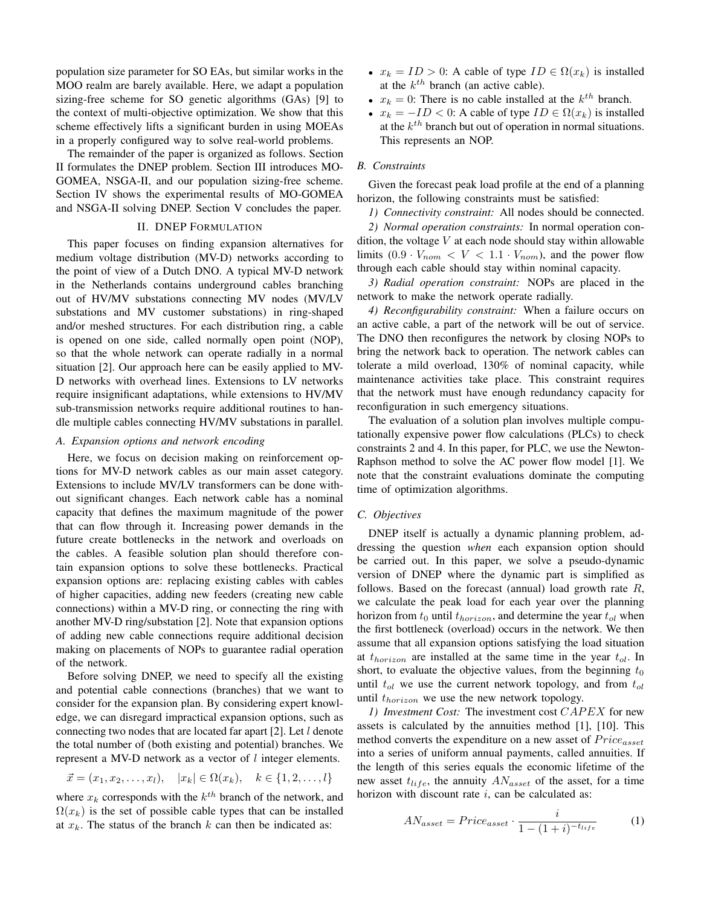population size parameter for SO EAs, but similar works in the MOO realm are barely available. Here, we adapt a population sizing-free scheme for SO genetic algorithms (GAs) [9] to the context of multi-objective optimization. We show that this scheme effectively lifts a significant burden in using MOEAs in a properly configured way to solve real-world problems.

The remainder of the paper is organized as follows. Section II formulates the DNEP problem. Section III introduces MO-GOMEA, NSGA-II, and our population sizing-free scheme. Section IV shows the experimental results of MO-GOMEA and NSGA-II solving DNEP. Section V concludes the paper.

## II. DNEP Formulation

This paper focuses on finding expansion alternatives for medium voltage distribution (MV-D) networks according to the point of view of a Dutch DNO. A typical MV-D network in the Netherlands contains underground cables branching out of HV/MV substations connecting MV nodes (MV/LV substations and MV customer substations) in ring-shaped and/or meshed structures. For each distribution ring, a cable is opened on one side, called normally open point (NOP), so that the whole network can operate radially in a normal situation [2]. Our approach here can be easily applied to MV-D networks with overhead lines. Extensions to LV networks require insignificant adaptations, while extensions to HV/MV sub-transmission networks require additional routines to handle multiple cables connecting HV/MV substations in parallel.

### A. Expansion options and network encoding

Here, we focus on decision making on reinforcement options for MV-D network cables as our main asset category. Extensions to include MV/LV transformers can be done without significant changes. Each network cable has a nominal capacity that defines the maximum magnitude of the power that can flow through it. Increasing power demands in the future create bottlenecks in the network and overloads on the cables. A feasible solution plan should therefore contain expansion options to solve these bottlenecks. Practical expansion options are: replacing existing cables with cables of higher capacities, adding new feeders (creating new cable connections) within a MV-D ring, or connecting the ring with another MV-D ring/substation [2]. Note that expansion options of adding new cable connections require additional decision making on placements of NOPs to guarantee radial operation of the network.

Before solving DNEP, we need to specify all the existing and potential cable connections (branches) that we want to consider for the expansion plan. By considering expert knowledge, we can disregard impractical expansion options, such as connecting two nodes that are located far apart [2]. Let $l$ denote the total number of (both existing and potential) branches. We represent a MV-D network as a vector of $l$ integer elements.

$$\vec{x} = (x_1, x_2, \ldots, x_l), \quad |x_k| \in \Omega(x_k), \quad k \in \{1, 2, \ldots, l\}$$

where $x_k$ corresponds with the $k^{th}$ branch of the network, and $\Omega(x_k)$ is the set of possible cable types that can be installed at $x_k$. The status of the branch $k$ can then be indicated as:

- $x_k = ID > 0$: A cable of type $ID \in \Omega(x_k)$ is installed at the $k^{th}$ branch (an active cable).
- $x_k = 0$: There is no cable installed at the $k^{th}$ branch.
- $x_k = -ID < 0$: A cable of type $ID \in \Omega(x_k)$ is installed at the $k^{th}$ branch but out of operation in normal situations. This represents an NOP.

### B. Constraints

Given the forecast peak load profile at the end of a planning horizon, the following constraints must be satisfied:

*1) Connectivity constraint:* All nodes should be connected.

*2) Normal operation constraints:* In normal operation condition, the voltage $V$ at each node should stay within allowable limits ($0.9 \cdot V_{nom} < V < 1.1 \cdot V_{nom}$), and the power flow through each cable should stay within nominal capacity.

*3) Radial operation constraint:* NOPs are placed in the network to make the network operate radially.

*4) Reconfigurability constraint:* When a failure occurs on an active cable, a part of the network will be out of service. The DNO then reconfigures the network by closing NOPs to bring the network back to operation. The network cables can tolerate a mild overload, 130% of nominal capacity, while maintenance activities take place. This constraint requires that the network must have enough redundancy capacity for reconfiguration in such emergency situations.

The evaluation of a solution plan involves multiple computationally expensive power flow calculations (PLCs) to check constraints 2 and 4. In this paper, for PLC, we use the Newton-Raphson method to solve the AC power flow model [1]. We note that the constraint evaluations dominate the computing time of optimization algorithms.

### C. Objectives

DNEP itself is actually a dynamic planning problem, addressing the question *when* each expansion option should be carried out. In this paper, we solve a pseudo-dynamic version of DNEP where the dynamic part is simplified as follows. Based on the forecast (annual) load growth rate $R$, we calculate the peak load for each year over the planning horizon from $t_0$ until $t_{horizon}$, and determine the year $t_{ol}$ when the first bottleneck (overload) occurs in the network. We then assume that all expansion options satisfying the load situation at $t_{horizon}$ are installed at the same time in the year $t_{ol}$. In short, to evaluate the objective values, from the beginning $t_0$ until $t_{ol}$ we use the current network topology, and from $t_{ol}$ until $t_{horizon}$ we use the new network topology.

*1) Investment Cost:* The investment cost $CAPEX$ for new assets is calculated by the annuities method [1], [10]. This method converts the expenditure on a new asset of $Price_{asset}$ into a series of uniform annual payments, called annuities. If the length of this series equals the economic lifetime of the new asset $t_{life}$, the annuity $AN_{asset}$ of the asset, for a time horizon with discount rate $i$, can be calculated as:

$$AN_{asset} = Price_{asset} \cdot \frac{i}{1 - (1+i)^{-t_{life}}} \tag{1}$$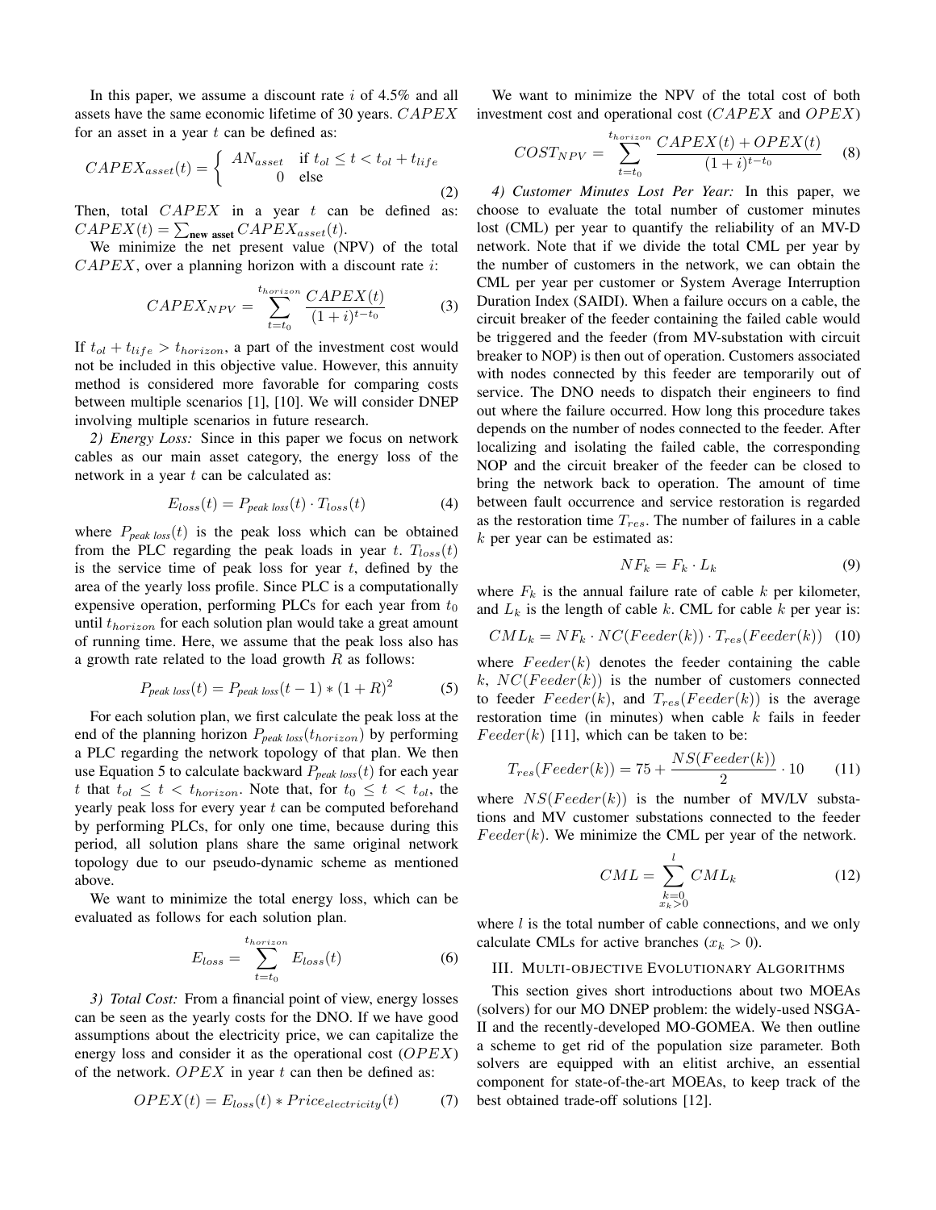In this paper, we assume a discount rate $i$ of 4.5% and all assets have the same economic lifetime of 30 years. $CAPEX$ for an asset in a year $t$ can be defined as:

$$CAPEX_{asset}(t) = \begin{cases} AN_{asset} & \text{if } t_{ol} \leq t < t_{ol} + t_{life} \\ 0 & \text{else} \end{cases} \tag{2}$$

Then, total $CAPEX$ in a year $t$ can be defined as: $CAPEX(t) = \sum_{\textbf{new asset}} CAPEX_{asset}(t)$.

We minimize the net present value (NPV) of the total $CAPEX$, over a planning horizon with a discount rate $i$:

$$CAPEX_{NPV} = \sum_{t=t_0}^{t_{horizon}} \frac{CAPEX(t)}{(1+i)^{t-t_0}} \tag{3}$$

If $t_{ol} + t_{life} > t_{horizon}$, a part of the investment cost would not be included in this objective value. However, this annuity method is considered more favorable for comparing costs between multiple scenarios [1], [10]. We will consider DNEP involving multiple scenarios in future research.

*2) Energy Loss:* Since in this paper we focus on network cables as our main asset category, the energy loss of the network in a year $t$ can be calculated as:

$$E_{loss}(t) = P_{\textit{peak loss}}(t) \cdot T_{loss}(t) \tag{4}$$

where $P_{\textit{peak loss}}(t)$ is the peak loss which can be obtained from the PLC regarding the peak loads in year $t$. $T_{loss}(t)$ is the service time of peak loss for year $t$, defined by the area of the yearly loss profile. Since PLC is a computationally expensive operation, performing PLCs for each year from $t_0$ until $t_{horizon}$ for each solution plan would take a great amount of running time. Here, we assume that the peak loss also has a growth rate related to the load growth $R$ as follows:

$$P_{\textit{peak loss}}(t) = P_{\textit{peak loss}}(t-1) * (1+R)^2 \tag{5}$$

For each solution plan, we first calculate the peak loss at the end of the planning horizon $P_{\textit{peak loss}}(t_{horizon})$ by performing a PLC regarding the network topology of that plan. We then use Equation 5 to calculate backward $P_{\textit{peak loss}}(t)$ for each year $t$ that $t_{ol} \leq t < t_{horizon}$. Note that, for $t_0 \leq t < t_{ol}$, the yearly peak loss for every year $t$ can be computed beforehand by performing PLCs, for only one time, because during this period, all solution plans share the same original network topology due to our pseudo-dynamic scheme as mentioned above.

We want to minimize the total energy loss, which can be evaluated as follows for each solution plan.

$$E_{loss} = \sum_{t=t_0}^{t_{horizon}} E_{loss}(t) \tag{6}$$

*3) Total Cost:* From a financial point of view, energy losses can be seen as the yearly costs for the DNO. If we have good assumptions about the electricity price, we can capitalize the energy loss and consider it as the operational cost ($OPEX$) of the network. $OPEX$ in year $t$ can then be defined as:

$$OPEX(t) = E_{loss}(t) * Price_{electricity}(t) \tag{7}$$

We want to minimize the NPV of the total cost of both investment cost and operational cost ($CAPEX$ and $OPEX$)

$$COST_{NPV} = \sum_{t=t_0}^{t_{horizon}} \frac{CAPEX(t) + OPEX(t)}{(1+i)^{t-t_0}} \tag{8}$$

*4) Customer Minutes Lost Per Year:* In this paper, we choose to evaluate the total number of customer minutes lost (CML) per year to quantify the reliability of an MV-D network. Note that if we divide the total CML per year by the number of customers in the network, we can obtain the CML per year per customer or System Average Interruption Duration Index (SAIDI). When a failure occurs on a cable, the circuit breaker of the feeder containing the failed cable would be triggered and the feeder (from MV-substation with circuit breaker to NOP) is then out of operation. Customers associated with nodes connected by this feeder are temporarily out of service. The DNO needs to dispatch their engineers to find out where the failure occurred. How long this procedure takes depends on the number of nodes connected to the feeder. After localizing and isolating the failed cable, the corresponding NOP and the circuit breaker of the feeder can be closed to bring the network back to operation. The amount of time between fault occurrence and service restoration is regarded as the restoration time $T_{res}$. The number of failures in a cable $k$ per year can be estimated as:

$$NF_k = F_k \cdot L_k \tag{9}$$

where $F_k$ is the annual failure rate of cable $k$ per kilometer, and $L_k$ is the length of cable $k$. CML for cable $k$ per year is:

$$CML_k = NF_k \cdot NC(Feeder(k)) \cdot T_{res}(Feeder(k)) \tag{10}$$

where $Feeder(k)$ denotes the feeder containing the cable $k$, $NC(Feeder(k))$ is the number of customers connected to feeder $Feeder(k)$, and $T_{res}(Feeder(k))$ is the average restoration time (in minutes) when cable $k$ fails in feeder $Feeder(k)$ [11], which can be taken to be:

$$T_{res}(Feeder(k)) = 75 + \frac{NS(Feeder(k))}{2} \cdot 10 \tag{11}$$

where $NS(Feeder(k))$ is the number of MV/LV substations and MV customer substations connected to the feeder $Feeder(k)$. We minimize the CML per year of the network.

$$CML = \sum_{\substack{k=0 \\ x_k > 0}}^{l} CML_k \tag{12}$$

where $l$ is the total number of cable connections, and we only calculate CMLs for active branches ($x_k > 0$).

## III. Multi-objective Evolutionary Algorithms

This section gives short introductions about two MOEAs (solvers) for our MO DNEP problem: the widely-used NSGA-II and the recently-developed MO-GOMEA. We then outline a scheme to get rid of the population size parameter. Both solvers are equipped with an elitist archive, an essential component for state-of-the-art MOEAs, to keep track of the best obtained trade-off solutions [12].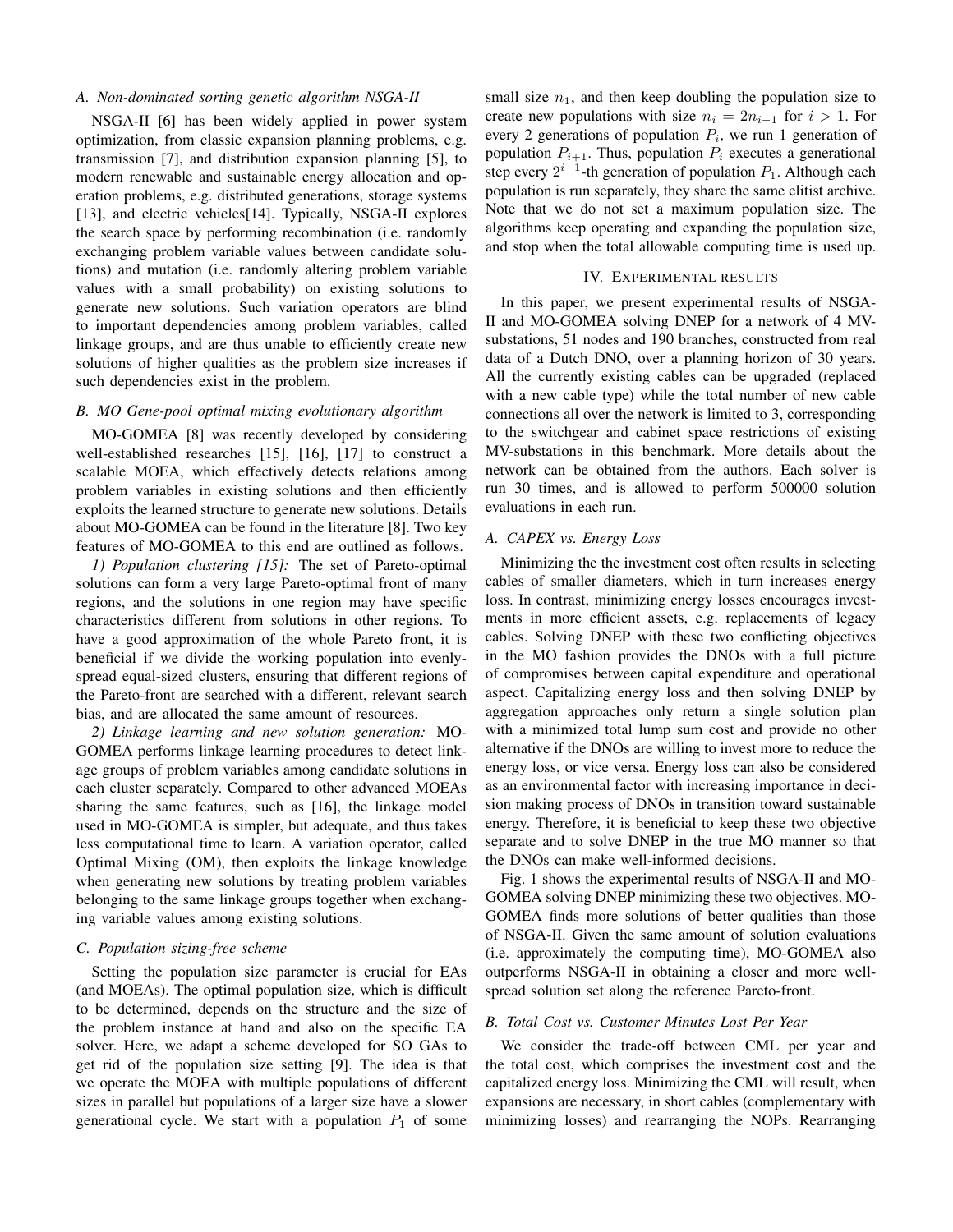### A. Non-dominated sorting genetic algorithm NSGA-II

NSGA-II [6] has been widely applied in power system optimization, from classic expansion planning problems, e.g. transmission [7], and distribution expansion planning [5], to modern renewable and sustainable energy allocation and operation problems, e.g. distributed generations, storage systems [13], and electric vehicles[14]. Typically, NSGA-II explores the search space by performing recombination (i.e. randomly exchanging problem variable values between candidate solutions) and mutation (i.e. randomly altering problem variable values with a small probability) on existing solutions to generate new solutions. Such variation operators are blind to important dependencies among problem variables, called linkage groups, and are thus unable to efficiently create new solutions of higher qualities as the problem size increases if such dependencies exist in the problem.

### B. MO Gene-pool optimal mixing evolutionary algorithm

MO-GOMEA [8] was recently developed by considering well-established researches [15], [16], [17] to construct a scalable MOEA, which effectively detects relations among problem variables in existing solutions and then efficiently exploits the learned structure to generate new solutions. Details about MO-GOMEA can be found in the literature [8]. Two key features of MO-GOMEA to this end are outlined as follows.

*1) Population clustering [15]:* The set of Pareto-optimal solutions can form a very large Pareto-optimal front of many regions, and the solutions in one region may have specific characteristics different from solutions in other regions. To have a good approximation of the whole Pareto front, it is beneficial if we divide the working population into evenly-spread equal-sized clusters, ensuring that different regions of the Pareto-front are searched with a different, relevant search bias, and are allocated the same amount of resources.

*2) Linkage learning and new solution generation:* MO-GOMEA performs linkage learning procedures to detect linkage groups of problem variables among candidate solutions in each cluster separately. Compared to other advanced MOEAs sharing the same features, such as [16], the linkage model used in MO-GOMEA is simpler, but adequate, and thus takes less computational time to learn. A variation operator, called Optimal Mixing (OM), then exploits the linkage knowledge when generating new solutions by treating problem variables belonging to the same linkage groups together when exchanging variable values among existing solutions.

### C. Population sizing-free scheme

Setting the population size parameter is crucial for EAs (and MOEAs). The optimal population size, which is difficult to be determined, depends on the structure and the size of the problem instance at hand and also on the specific EA solver. Here, we adapt a scheme developed for SO GAs to get rid of the population size setting [9]. The idea is that we operate the MOEA with multiple populations of different sizes in parallel but populations of a larger size have a slower generational cycle. We start with a population $P_1$ of some small size $n_1$, and then keep doubling the population size to create new populations with size $n_i = 2n_{i-1}$ for $i > 1$. For every 2 generations of population $P_i$, we run 1 generation of population $P_{i+1}$. Thus, population $P_i$ executes a generational step every $2^{i-1}$-th generation of population $P_1$. Although each population is run separately, they share the same elitist archive. Note that we do not set a maximum population size. The algorithms keep operating and expanding the population size, and stop when the total allowable computing time is used up.

## IV. EXPERIMENTAL RESULTS

In this paper, we present experimental results of NSGA-II and MO-GOMEA solving DNEP for a network of 4 MV-substations, 51 nodes and 190 branches, constructed from real data of a Dutch DNO, over a planning horizon of 30 years. All the currently existing cables can be upgraded (replaced with a new cable type) while the total number of new cable connections all over the network is limited to 3, corresponding to the switchgear and cabinet space restrictions of existing MV-substations in this benchmark. More details about the network can be obtained from the authors. Each solver is run 30 times, and is allowed to perform 500000 solution evaluations in each run.

### A. CAPEX vs. Energy Loss

Minimizing the the investment cost often results in selecting cables of smaller diameters, which in turn increases energy loss. In contrast, minimizing energy losses encourages investments in more efficient assets, e.g. replacements of legacy cables. Solving DNEP with these two conflicting objectives in the MO fashion provides the DNOs with a full picture of compromises between capital expenditure and operational aspect. Capitalizing energy loss and then solving DNEP by aggregation approaches only return a single solution plan with a minimized total lump sum cost and provide no other alternative if the DNOs are willing to invest more to reduce the energy loss, or vice versa. Energy loss can also be considered as an environmental factor with increasing importance in decision making process of DNOs in transition toward sustainable energy. Therefore, it is beneficial to keep these two objective separate and to solve DNEP in the true MO manner so that the DNOs can make well-informed decisions.

Fig. 1 shows the experimental results of NSGA-II and MO-GOMEA solving DNEP minimizing these two objectives. MO-GOMEA finds more solutions of better qualities than those of NSGA-II. Given the same amount of solution evaluations (i.e. approximately the computing time), MO-GOMEA also outperforms NSGA-II in obtaining a closer and more well-spread solution set along the reference Pareto-front.

### B. Total Cost vs. Customer Minutes Lost Per Year

We consider the trade-off between CML per year and the total cost, which comprises the investment cost and the capitalized energy loss. Minimizing the CML will result, when expansions are necessary, in short cables (complementary with minimizing losses) and rearranging the NOPs. Rearranging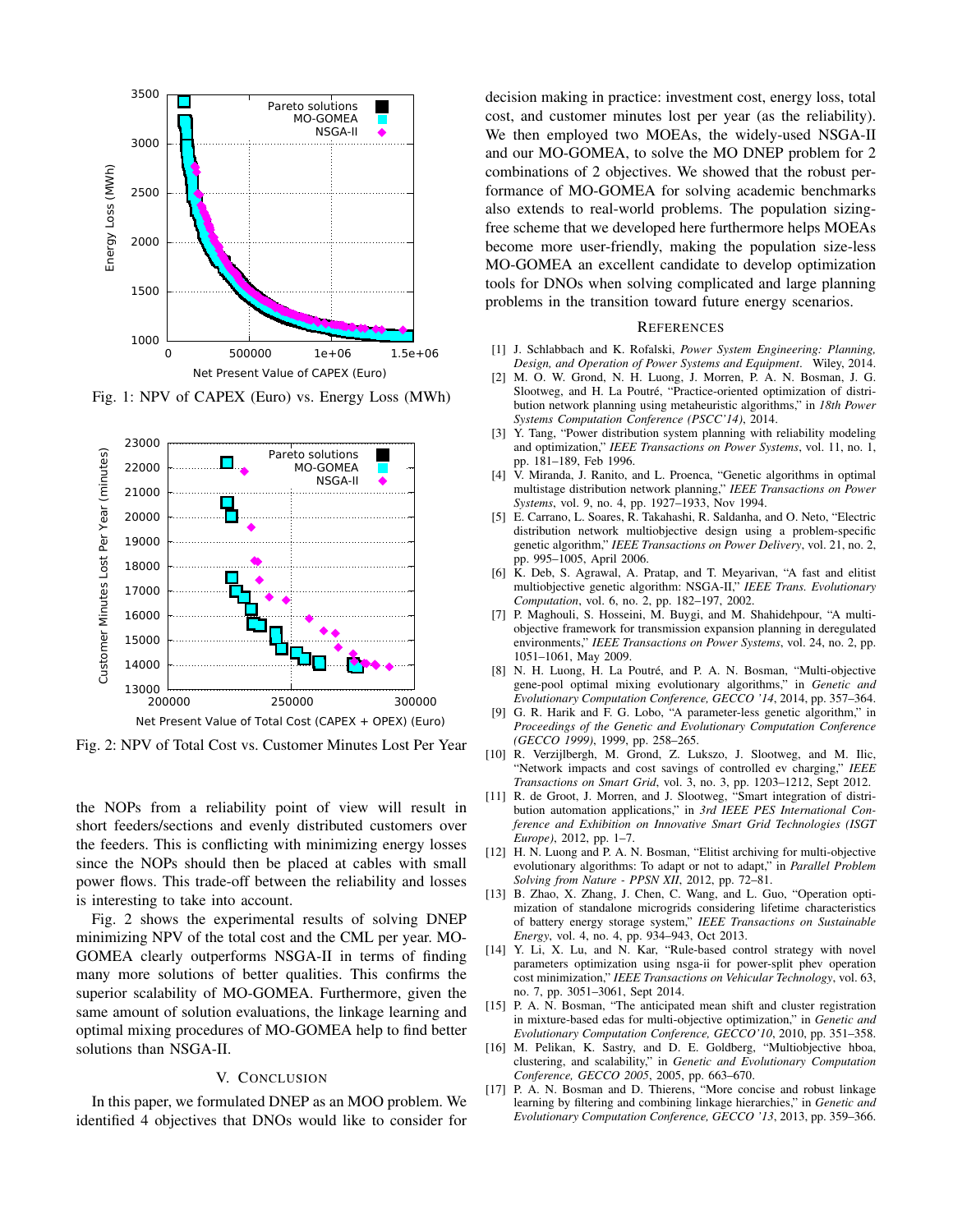3500
3000
2500
2000
1500
1000

0
500000
1e+06
1.5e+06

Energy Loss (MWh)

Net Present Value of CAPEX (Euro)

Pareto solutions
MO-GOMEA
NSGA-II

Fig. 1: NPV of CAPEX (Euro) vs. Energy Loss (MWh)

23000
22000
21000
20000
19000
18000
17000
16000
15000
14000
13000

200000
250000
300000

Customer Minutes Lost Per Year (minutes)

Net Present Value of Total Cost (CAPEX + OPEX) (Euro)

Pareto solutions
MO-GOMEA
NSGA-II

Fig. 2: NPV of Total Cost vs. Customer Minutes Lost Per Year

the NOPs from a reliability point of view will result in short feeders/sections and evenly distributed customers over the feeders. This is conflicting with minimizing energy losses since the NOPs should then be placed at cables with small power flows. This trade-off between the reliability and losses is interesting to take into account.

Fig. 2 shows the experimental results of solving DNEP minimizing NPV of the total cost and the CML per year. MO-GOMEA clearly outperforms NSGA-II in terms of finding many more solutions of better qualities. This confirms the superior scalability of MO-GOMEA. Furthermore, given the same amount of solution evaluations, the linkage learning and optimal mixing procedures of MO-GOMEA help to find better solutions than NSGA-II.

## V. Conclusion

In this paper, we formulated DNEP as an MOO problem. We identified 4 objectives that DNOs would like to consider for decision making in practice: investment cost, energy loss, total cost, and customer minutes lost per year (as the reliability). We then employed two MOEAs, the widely-used NSGA-II and our MO-GOMEA, to solve the MO DNEP problem for 2 combinations of 2 objectives. We showed that the robust performance of MO-GOMEA for solving academic benchmarks also extends to real-world problems. The population sizing-free scheme that we developed here furthermore helps MOEAs become more user-friendly, making the population size-less MO-GOMEA an excellent candidate to develop optimization tools for DNOs when solving complicated and large planning problems in the transition toward future energy scenarios.

## References

[1] J. Schlabbach and K. Rofalski, *Power System Engineering: Planning, Design, and Operation of Power Systems and Equipment*. Wiley, 2014.

[2] M. O. W. Grond, N. H. Luong, J. Morren, P. A. N. Bosman, J. G. Slootweg, and H. La Poutré, "Practice-oriented optimization of distribution network planning using metaheuristic algorithms," in *18th Power Systems Computation Conference (PSCC'14)*, 2014.

[3] Y. Tang, "Power distribution system planning with reliability modeling and optimization," *IEEE Transactions on Power Systems*, vol. 11, no. 1, pp. 181–189, Feb 1996.

[4] V. Miranda, J. Ranito, and L. Proenca, "Genetic algorithms in optimal multistage distribution network planning," *IEEE Transactions on Power Systems*, vol. 9, no. 4, pp. 1927–1933, Nov 1994.

[5] E. Carrano, L. Soares, R. Takahashi, R. Saldanha, and O. Neto, "Electric distribution network multiobjective design using a problem-specific genetic algorithm," *IEEE Transactions on Power Delivery*, vol. 21, no. 2, pp. 995–1005, April 2006.

[6] K. Deb, S. Agrawal, A. Pratap, and T. Meyarivan, "A fast and elitist multiobjective genetic algorithm: NSGA-II," *IEEE Trans. Evolutionary Computation*, vol. 6, no. 2, pp. 182–197, 2002.

[7] P. Maghouli, S. Hosseini, M. Buygi, and M. Shahidehpour, "A multi-objective framework for transmission expansion planning in deregulated environments," *IEEE Transactions on Power Systems*, vol. 24, no. 2, pp. 1051–1061, May 2009.

[8] N. H. Luong, H. La Poutré, and P. A. N. Bosman, "Multi-objective gene-pool optimal mixing evolutionary algorithms," in *Genetic and Evolutionary Computation Conference, GECCO '14*, 2014, pp. 357–364.

[9] G. R. Harik and F. G. Lobo, "A parameter-less genetic algorithm," in *Proceedings of the Genetic and Evolutionary Computation Conference (GECCO 1999)*, 1999, pp. 258–265.

[10] R. Verzijlbergh, M. Grond, Z. Lukszo, J. Slootweg, and M. Ilic, "Network impacts and cost savings of controlled ev charging," *IEEE Transactions on Smart Grid*, vol. 3, no. 3, pp. 1203–1212, Sept 2012.

[11] R. de Groot, J. Morren, and J. Slootweg, "Smart integration of distribution automation applications," in *3rd IEEE PES International Conference and Exhibition on Innovative Smart Grid Technologies (ISGT Europe)*, 2012, pp. 1–7.

[12] H. N. Luong and P. A. N. Bosman, "Elitist archiving for multi-objective evolutionary algorithms: To adapt or not to adapt," in *Parallel Problem Solving from Nature - PPSN XII*, 2012, pp. 72–81.

[13] B. Zhao, X. Zhang, J. Chen, C. Wang, and L. Guo, "Operation optimization of standalone microgrids considering lifetime characteristics of battery energy storage system," *IEEE Transactions on Sustainable Energy*, vol. 4, no. 4, pp. 934–943, Oct 2013.

[14] Y. Li, X. Lu, and N. Kar, "Rule-based control strategy with novel parameters optimization using nsga-ii for power-split phev operation cost minimization," *IEEE Transactions on Vehicular Technology*, vol. 63, no. 7, pp. 3051–3061, Sept 2014.

[15] P. A. N. Bosman, "The anticipated mean shift and cluster registration in mixture-based edas for multi-objective optimization," in *Genetic and Evolutionary Computation Conference, GECCO'10*, 2010, pp. 351–358.

[16] M. Pelikan, K. Sastry, and D. E. Goldberg, "Multiobjective hboa, clustering, and scalability," in *Genetic and Evolutionary Computation Conference, GECCO 2005*, 2005, pp. 663–670.

[17] P. A. N. Bosman and D. Thierens, "More concise and robust linkage learning by filtering and combining linkage hierarchies," in *Genetic and Evolutionary Computation Conference, GECCO '13*, 2013, pp. 359–366.